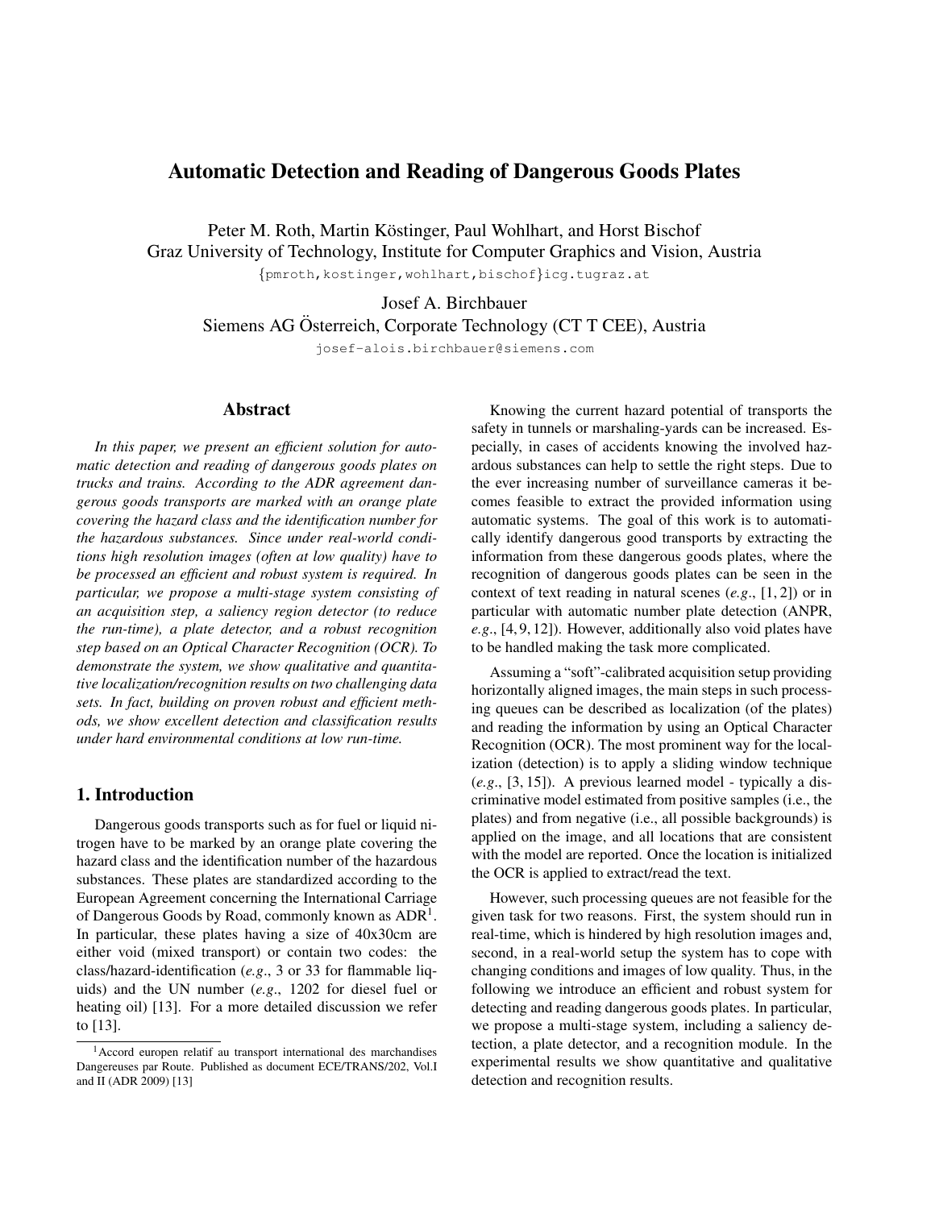# Automatic Detection and Reading of Dangerous Goods Plates

Peter M. Roth, Martin Köstinger, Paul Wohlhart, and Horst Bischof
Graz University of Technology, Institute for Computer Graphics and Vision, Austria
{pmroth,kostinger,wohlhart,bischof}icg.tugraz.at

Josef A. Birchbauer
Siemens AG Österreich, Corporate Technology (CT T CEE), Austria
josef-alois.birchbauer@siemens.com

## Abstract

*In this paper, we present an efficient solution for automatic detection and reading of dangerous goods plates on trucks and trains. According to the ADR agreement dangerous goods transports are marked with an orange plate covering the hazard class and the identification number for the hazardous substances. Since under real-world conditions high resolution images (often at low quality) have to be processed an efficient and robust system is required. In particular, we propose a multi-stage system consisting of an acquisition step, a saliency region detector (to reduce the run-time), a plate detector, and a robust recognition step based on an Optical Character Recognition (OCR). To demonstrate the system, we show qualitative and quantitative localization/recognition results on two challenging data sets. In fact, building on proven robust and efficient methods, we show excellent detection and classification results under hard environmental conditions at low run-time.*

## 1. Introduction

Dangerous goods transports such as for fuel or liquid nitrogen have to be marked by an orange plate covering the hazard class and the identification number of the hazardous substances. These plates are standardized according to the European Agreement concerning the International Carriage of Dangerous Goods by Road, commonly known as ADR[1]. In particular, these plates having a size of 40x30cm are either void (mixed transport) or contain two codes: the class/hazard-identification (*e.g*., 3 or 33 for flammable liquids) and the UN number (*e.g*., 1202 for diesel fuel or heating oil) [13]. For a more detailed discussion we refer to [13].

Knowing the current hazard potential of transports the safety in tunnels or marshaling-yards can be increased. Especially, in cases of accidents knowing the involved hazardous substances can help to settle the right steps. Due to the ever increasing number of surveillance cameras it becomes feasible to extract the provided information using automatic systems. The goal of this work is to automatically identify dangerous good transports by extracting the information from these dangerous goods plates, where the recognition of dangerous goods plates can be seen in the context of text reading in natural scenes (*e.g.*, [1, 2]) or in particular with automatic number plate detection (ANPR, *e.g*., [4, 9, 12]). However, additionally also void plates have to be handled making the task more complicated.

Assuming a "soft"-calibrated acquisition setup providing horizontally aligned images, the main steps in such processing queues can be described as localization (of the plates) and reading the information by using an Optical Character Recognition (OCR). The most prominent way for the localization (detection) is to apply a sliding window technique (*e.g*., [3, 15]). A previous learned model - typically a discriminative model estimated from positive samples (i.e., the plates) and from negative (i.e., all possible backgrounds) is applied on the image, and all locations that are consistent with the model are reported. Once the location is initialized the OCR is applied to extract/read the text.

However, such processing queues are not feasible for the given task for two reasons. First, the system should run in real-time, which is hindered by high resolution images and, second, in a real-world setup the system has to cope with changing conditions and images of low quality. Thus, in the following we introduce an efficient and robust system for detecting and reading dangerous goods plates. In particular, we propose a multi-stage system, including a saliency detection, a plate detector, and a recognition module. In the experimental results we show quantitative and qualitative detection and recognition results.

[1] Accord europen relatif au transport international des marchandises Dangereuses par Route. Published as document ECE/TRANS/202, Vol.I and II (ADR 2009) [13]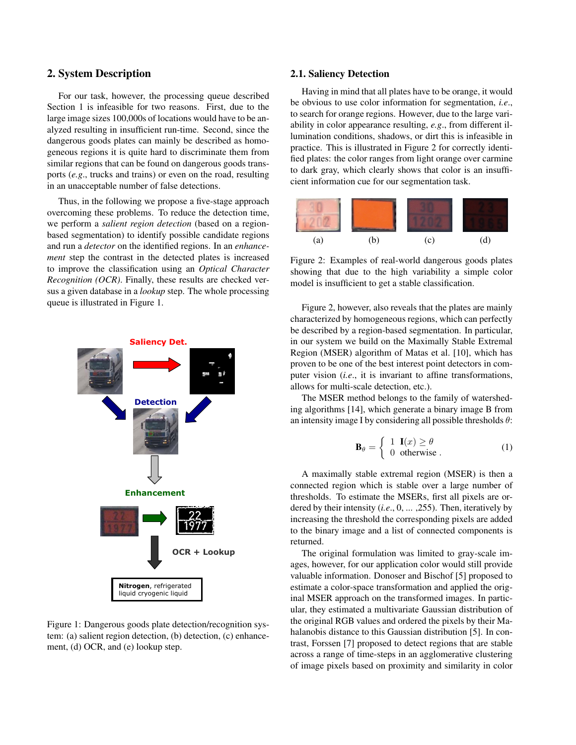## 2. System Description

For our task, however, the processing queue described Section 1 is infeasible for two reasons. First, due to the large image sizes 100,000s of locations would have to be analyzed resulting in insufficient run-time. Second, since the dangerous goods plates can mainly be described as homogeneous regions it is quite hard to discriminate them from similar regions that can be found on dangerous goods transports (*e.g.*, trucks and trains) or even on the road, resulting in an unacceptable number of false detections.

Thus, in the following we propose a five-stage approach overcoming these problems. To reduce the detection time, we perform a *salient region detection* (based on a region-based segmentation) to identify possible candidate regions and run a *detector* on the identified regions. In an *enhancement* step the contrast in the detected plates is increased to improve the classification using an *Optical Character Recognition (OCR)*. Finally, these results are checked versus a given database in a *lookup* step. The whole processing queue is illustrated in Figure 1.

Figure 1: Dangerous goods plate detection/recognition system: (a) salient region detection, (b) detection, (c) enhancement, (d) OCR, and (e) lookup step.

### 2.1. Saliency Detection

Having in mind that all plates have to be orange, it would be obvious to use color information for segmentation, *i.e.*, to search for orange regions. However, due to the large variability in color appearance resulting, *e.g.*, from different illumination conditions, shadows, or dirt this is infeasible in practice. This is illustrated in Figure 2 for correctly identified plates: the color ranges from light orange over carmine to dark gray, which clearly shows that color is an insufficient information cue for our segmentation task.

(a) (b) (c) (d)

Figure 2: Examples of real-world dangerous goods plates showing that due to the high variability a simple color model is insufficient to get a stable classification.

Figure 2, however, also reveals that the plates are mainly characterized by homogeneous regions, which can perfectly be described by a region-based segmentation. In particular, in our system we build on the Maximally Stable Extremal Region (MSER) algorithm of Matas et al. [10], which has proven to be one of the best interest point detectors in computer vision (*i.e.*, it is invariant to affine transformations, allows for multi-scale detection, etc.).

The MSER method belongs to the family of watershedding algorithms [14], which generate a binary image B from an intensity image I by considering all possible thresholds $\theta$:

$$\mathbf{B}_\theta = \begin{cases} 1 & \mathbf{I}(x) \geq \theta \\ 0 & \text{otherwise} . \end{cases} \tag{1}$$

A maximally stable extremal region (MSER) is then a connected region which is stable over a large number of thresholds. To estimate the MSERs, first all pixels are ordered by their intensity (*i.e.*, 0, ... ,255). Then, iteratively by increasing the threshold the corresponding pixels are added to the binary image and a list of connected components is returned.

The original formulation was limited to gray-scale images, however, for our application color would still provide valuable information. Donoser and Bischof [5] proposed to estimate a color-space transformation and applied the original MSER approach on the transformed images. In particular, they estimated a multivariate Gaussian distribution of the original RGB values and ordered the pixels by their Mahalanobis distance to this Gaussian distribution [5]. In contrast, Forssen [7] proposed to detect regions that are stable across a range of time-steps in an agglomerative clustering of image pixels based on proximity and similarity in color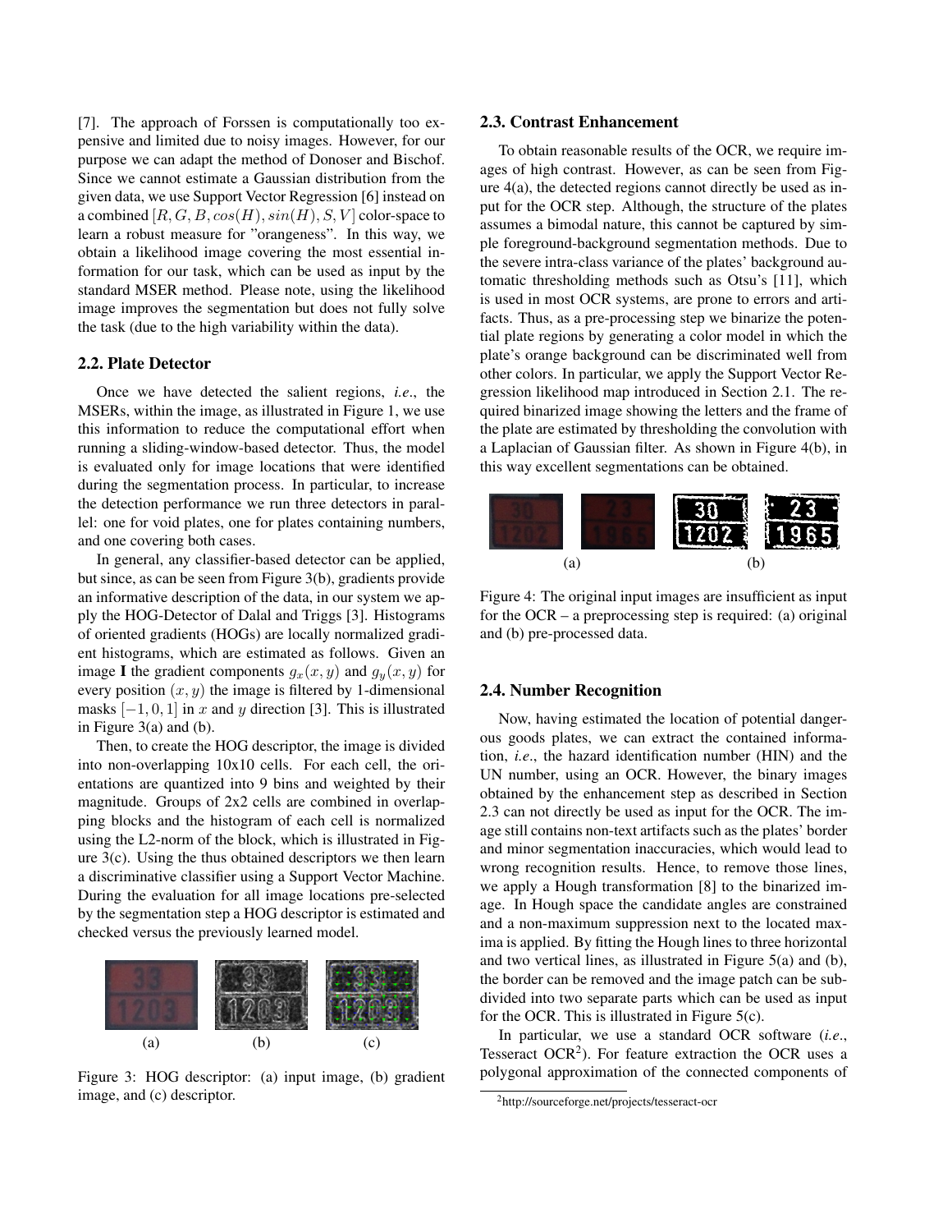[7]. The approach of Forssen is computationally too expensive and limited due to noisy images. However, for our purpose we can adapt the method of Donoser and Bischof. Since we cannot estimate a Gaussian distribution from the given data, we use Support Vector Regression [6] instead on a combined $[R, G, B, cos(H), sin(H), S, V]$ color-space to learn a robust measure for "orangeness". In this way, we obtain a likelihood image covering the most essential information for our task, which can be used as input by the standard MSER method. Please note, using the likelihood image improves the segmentation but does not fully solve the task (due to the high variability within the data).

## 2.2. Plate Detector

Once we have detected the salient regions, *i.e*., the MSERs, within the image, as illustrated in Figure 1, we use this information to reduce the computational effort when running a sliding-window-based detector. Thus, the model is evaluated only for image locations that were identified during the segmentation process. In particular, to increase the detection performance we run three detectors in parallel: one for void plates, one for plates containing numbers, and one covering both cases.

In general, any classifier-based detector can be applied, but since, as can be seen from Figure 3(b), gradients provide an informative description of the data, in our system we apply the HOG-Detector of Dalal and Triggs [3]. Histograms of oriented gradients (HOGs) are locally normalized gradient histograms, which are estimated as follows. Given an image **I** the gradient components $g_x(x, y)$ and $g_y(x, y)$ for every position $(x, y)$ the image is filtered by 1-dimensional masks $[-1, 0, 1]$ in $x$ and $y$ direction [3]. This is illustrated in Figure 3(a) and (b).

Then, to create the HOG descriptor, the image is divided into non-overlapping 10x10 cells. For each cell, the orientations are quantized into 9 bins and weighted by their magnitude. Groups of 2x2 cells are combined in overlapping blocks and the histogram of each cell is normalized using the L2-norm of the block, which is illustrated in Figure 3(c). Using the thus obtained descriptors we then learn a discriminative classifier using a Support Vector Machine. During the evaluation for all image locations pre-selected by the segmentation step a HOG descriptor is estimated and checked versus the previously learned model.

(a) (b) (c)

Figure 3: HOG descriptor: (a) input image, (b) gradient image, and (c) descriptor.

## 2.3. Contrast Enhancement

To obtain reasonable results of the OCR, we require images of high contrast. However, as can be seen from Figure 4(a), the detected regions cannot directly be used as input for the OCR step. Although, the structure of the plates assumes a bimodal nature, this cannot be captured by simple foreground-background segmentation methods. Due to the severe intra-class variance of the plates' background automatic thresholding methods such as Otsu's [11], which is used in most OCR systems, are prone to errors and artifacts. Thus, as a pre-processing step we binarize the potential plate regions by generating a color model in which the plate's orange background can be discriminated well from other colors. In particular, we apply the Support Vector Regression likelihood map introduced in Section 2.1. The required binarized image showing the letters and the frame of the plate are estimated by thresholding the convolution with a Laplacian of Gaussian filter. As shown in Figure 4(b), in this way excellent segmentations can be obtained.

(a) (b)

Figure 4: The original input images are insufficient as input for the OCR – a preprocessing step is required: (a) original and (b) pre-processed data.

## 2.4. Number Recognition

Now, having estimated the location of potential dangerous goods plates, we can extract the contained information, *i.e*., the hazard identification number (HIN) and the UN number, using an OCR. However, the binary images obtained by the enhancement step as described in Section 2.3 can not directly be used as input for the OCR. The image still contains non-text artifacts such as the plates' border and minor segmentation inaccuracies, which would lead to wrong recognition results. Hence, to remove those lines, we apply a Hough transformation [8] to the binarized image. In Hough space the candidate angles are constrained and a non-maximum suppression next to the located maxima is applied. By fitting the Hough lines to three horizontal and two vertical lines, as illustrated in Figure 5(a) and (b), the border can be removed and the image patch can be subdivided into two separate parts which can be used as input for the OCR. This is illustrated in Figure 5(c).

In particular, we use a standard OCR software (*i.e*., Tesseract OCR[2]). For feature extraction the OCR uses a polygonal approximation of the connected components of

[2]http://sourceforge.net/projects/tesseract-ocr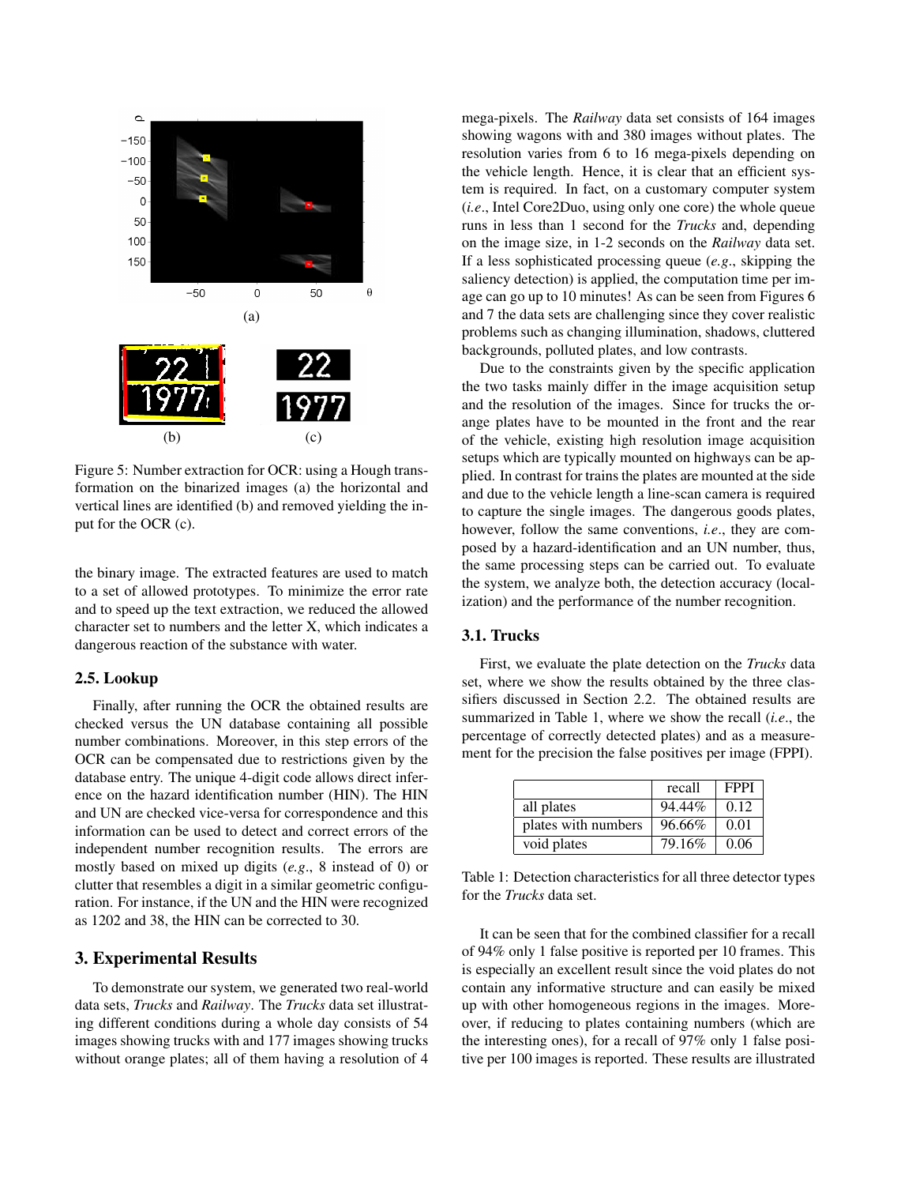Figure 5: Number extraction for OCR: using a Hough transformation on the binarized images (a) the horizontal and vertical lines are identified (b) and removed yielding the input for the OCR (c).

the binary image. The extracted features are used to match to a set of allowed prototypes. To minimize the error rate and to speed up the text extraction, we reduced the allowed character set to numbers and the letter X, which indicates a dangerous reaction of the substance with water.

### 2.5. Lookup

Finally, after running the OCR the obtained results are checked versus the UN database containing all possible number combinations. Moreover, in this step errors of the OCR can be compensated due to restrictions given by the database entry. The unique 4-digit code allows direct inference on the hazard identification number (HIN). The HIN and UN are checked vice-versa for correspondence and this information can be used to detect and correct errors of the independent number recognition results. The errors are mostly based on mixed up digits (*e.g.*, 8 instead of 0) or clutter that resembles a digit in a similar geometric configuration. For instance, if the UN and the HIN were recognized as 1202 and 38, the HIN can be corrected to 30.

## 3. Experimental Results

To demonstrate our system, we generated two real-world data sets, *Trucks* and *Railway*. The *Trucks* data set illustrating different conditions during a whole day consists of 54 images showing trucks with and 177 images showing trucks without orange plates; all of them having a resolution of 4 mega-pixels. The *Railway* data set consists of 164 images showing wagons with and 380 images without plates. The resolution varies from 6 to 16 mega-pixels depending on the vehicle length. Hence, it is clear that an efficient system is required. In fact, on a customary computer system (*i.e.*, Intel Core2Duo, using only one core) the whole queue runs in less than 1 second for the *Trucks* and, depending on the image size, in 1-2 seconds on the *Railway* data set. If a less sophisticated processing queue (*e.g.*, skipping the saliency detection) is applied, the computation time per image can go up to 10 minutes! As can be seen from Figures 6 and 7 the data sets are challenging since they cover realistic problems such as changing illumination, shadows, cluttered backgrounds, polluted plates, and low contrasts.

Due to the constraints given by the specific application the two tasks mainly differ in the image acquisition setup and the resolution of the images. Since for trucks the orange plates have to be mounted in the front and the rear of the vehicle, existing high resolution image acquisition setups which are typically mounted on highways can be applied. In contrast for trains the plates are mounted at the side and due to the vehicle length a line-scan camera is required to capture the single images. The dangerous goods plates, however, follow the same conventions, *i.e.*, they are composed by a hazard-identification and an UN number, thus, the same processing steps can be carried out. To evaluate the system, we analyze both, the detection accuracy (localization) and the performance of the number recognition.

### 3.1. Trucks

First, we evaluate the plate detection on the *Trucks* data set, where we show the results obtained by the three classifiers discussed in Section 2.2. The obtained results are summarized in Table 1, where we show the recall (*i.e.*, the percentage of correctly detected plates) and as a measurement for the precision the false positives per image (FPPI).

| | recall | FPPI |
|---|---|---|
| all plates | 94.44% | 0.12 |
| plates with numbers | 96.66% | 0.01 |
| void plates | 79.16% | 0.06 |

Table 1: Detection characteristics for all three detector types for the *Trucks* data set.

It can be seen that for the combined classifier for a recall of 94% only 1 false positive is reported per 10 frames. This is especially an excellent result since the void plates do not contain any informative structure and can easily be mixed up with other homogeneous regions in the images. Moreover, if reducing to plates containing numbers (which are the interesting ones), for a recall of 97% only 1 false positive per 100 images is reported. These results are illustrated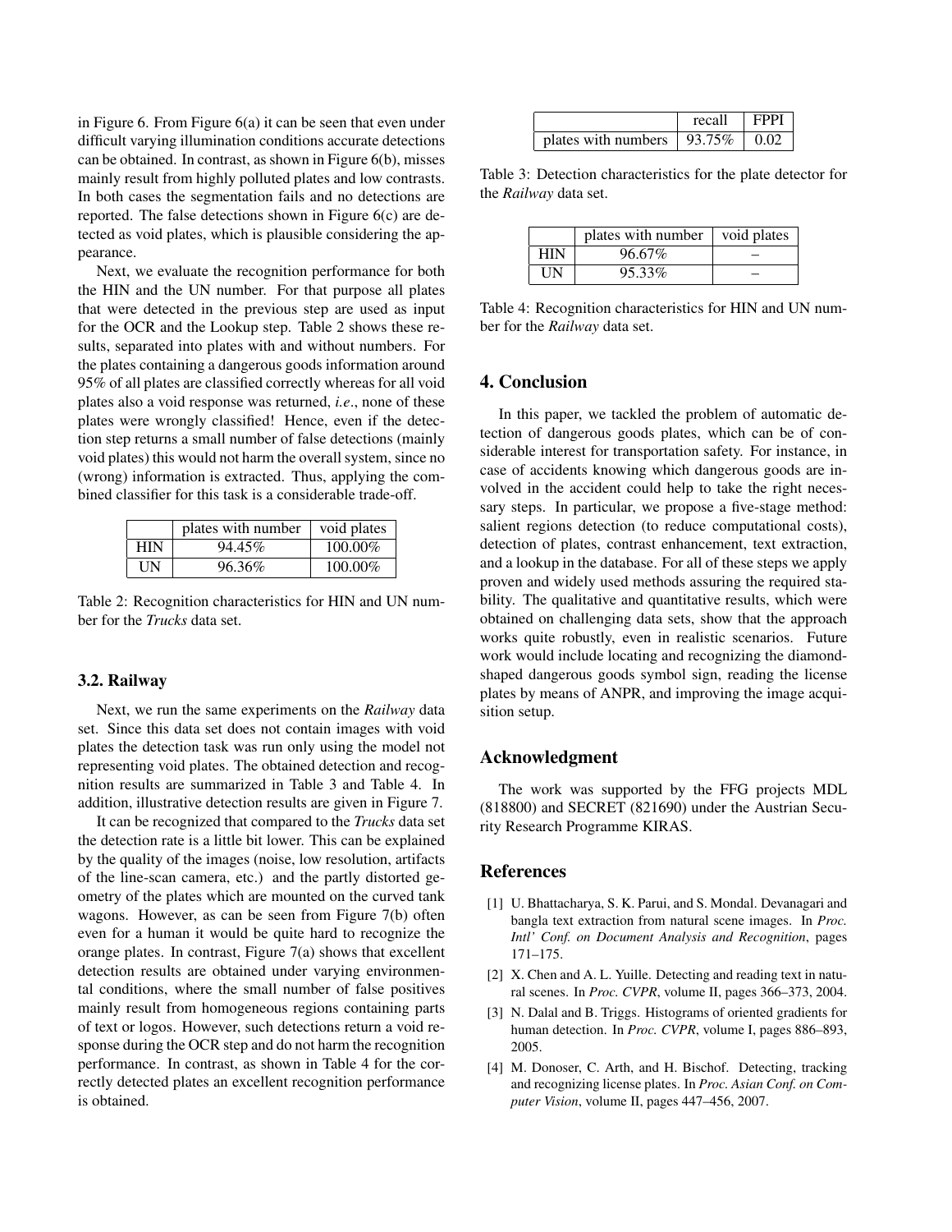in Figure 6. From Figure 6(a) it can be seen that even under difficult varying illumination conditions accurate detections can be obtained. In contrast, as shown in Figure 6(b), misses mainly result from highly polluted plates and low contrasts. In both cases the segmentation fails and no detections are reported. The false detections shown in Figure 6(c) are detected as void plates, which is plausible considering the appearance.

Next, we evaluate the recognition performance for both the HIN and the UN number. For that purpose all plates that were detected in the previous step are used as input for the OCR and the Lookup step. Table 2 shows these results, separated into plates with and without numbers. For the plates containing a dangerous goods information around 95% of all plates are classified correctly whereas for all void plates also a void response was returned, *i.e*., none of these plates were wrongly classified! Hence, even if the detection step returns a small number of false detections (mainly void plates) this would not harm the overall system, since no (wrong) information is extracted. Thus, applying the combined classifier for this task is a considerable trade-off.

| | plates with number | void plates |
|---|---|---|
| HIN | 94.45% | 100.00% |
| UN | 96.36% | 100.00% |

Table 2: Recognition characteristics for HIN and UN number for the *Trucks* data set.

### 3.2. Railway

Next, we run the same experiments on the *Railway* data set. Since this data set does not contain images with void plates the detection task was run only using the model not representing void plates. The obtained detection and recognition results are summarized in Table 3 and Table 4. In addition, illustrative detection results are given in Figure 7.

It can be recognized that compared to the *Trucks* data set the detection rate is a little bit lower. This can be explained by the quality of the images (noise, low resolution, artifacts of the line-scan camera, etc.) and the partly distorted geometry of the plates which are mounted on the curved tank wagons. However, as can be seen from Figure 7(b) often even for a human it would be quite hard to recognize the orange plates. In contrast, Figure 7(a) shows that excellent detection results are obtained under varying environmental conditions, where the small number of false positives mainly result from homogeneous regions containing parts of text or logos. However, such detections return a void response during the OCR step and do not harm the recognition performance. In contrast, as shown in Table 4 for the correctly detected plates an excellent recognition performance is obtained.

| | recall | FPPI |
|---|---|---|
| plates with numbers | 93.75% | 0.02 |

Table 3: Detection characteristics for the plate detector for the *Railway* data set.

| | plates with number | void plates |
|---|---|---|
| HIN | 96.67% | – |
| UN | 95.33% | – |

Table 4: Recognition characteristics for HIN and UN number for the *Railway* data set.

## 4. Conclusion

In this paper, we tackled the problem of automatic detection of dangerous goods plates, which can be of considerable interest for transportation safety. For instance, in case of accidents knowing which dangerous goods are involved in the accident could help to take the right necessary steps. In particular, we propose a five-stage method: salient regions detection (to reduce computational costs), detection of plates, contrast enhancement, text extraction, and a lookup in the database. For all of these steps we apply proven and widely used methods assuring the required stability. The qualitative and quantitative results, which were obtained on challenging data sets, show that the approach works quite robustly, even in realistic scenarios. Future work would include locating and recognizing the diamond-shaped dangerous goods symbol sign, reading the license plates by means of ANPR, and improving the image acquisition setup.

## Acknowledgment

The work was supported by the FFG projects MDL (818800) and SECRET (821690) under the Austrian Security Research Programme KIRAS.

## References

[1] U. Bhattacharya, S. K. Parui, and S. Mondal. Devanagari and bangla text extraction from natural scene images. In *Proc. Intl' Conf. on Document Analysis and Recognition*, pages 171–175.

[2] X. Chen and A. L. Yuille. Detecting and reading text in natural scenes. In *Proc. CVPR*, volume II, pages 366–373, 2004.

[3] N. Dalal and B. Triggs. Histograms of oriented gradients for human detection. In *Proc. CVPR*, volume I, pages 886–893, 2005.

[4] M. Donoser, C. Arth, and H. Bischof. Detecting, tracking and recognizing license plates. In *Proc. Asian Conf. on Computer Vision*, volume II, pages 447–456, 2007.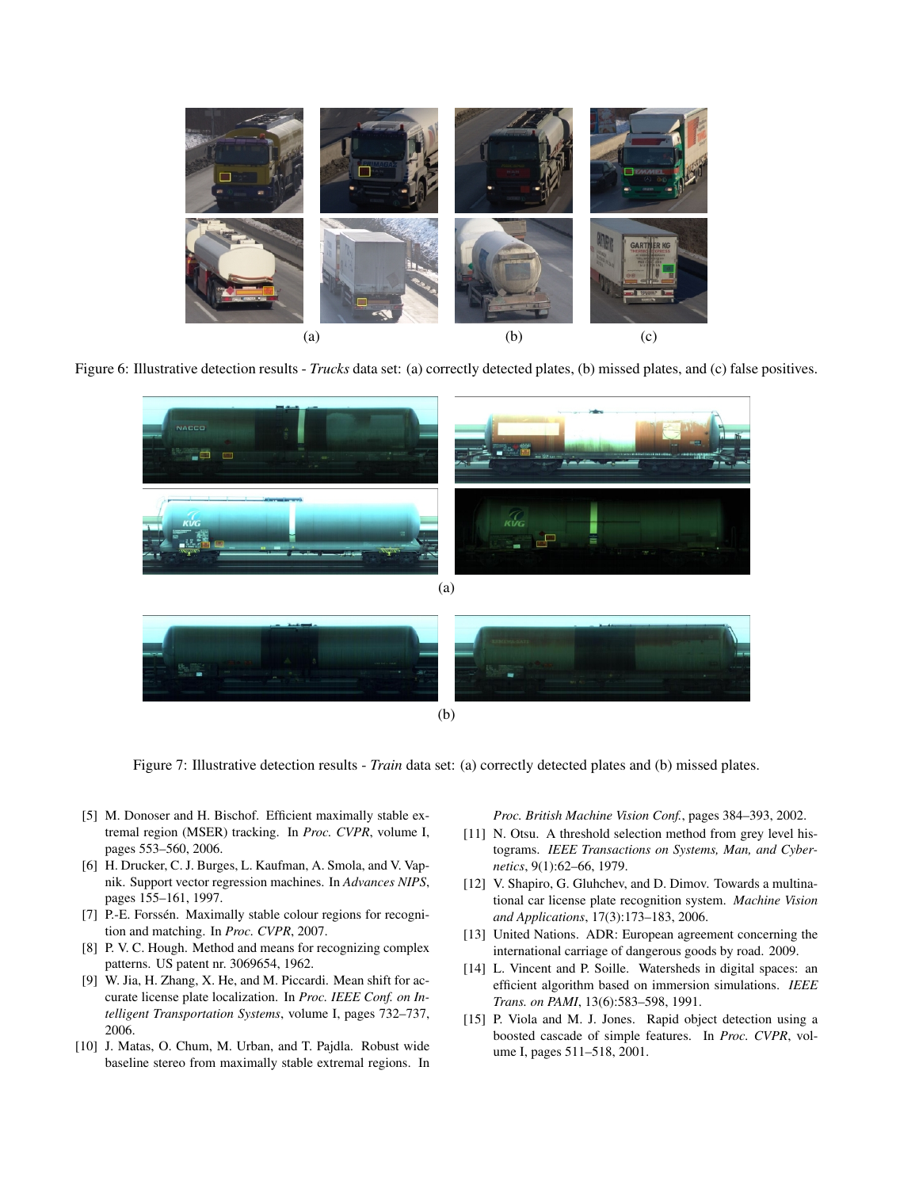(a) (b) (c)

Figure 6: Illustrative detection results - *Trucks* data set: (a) correctly detected plates, (b) missed plates, and (c) false positives.

(a)

(b)

Figure 7: Illustrative detection results - *Train* data set: (a) correctly detected plates and (b) missed plates.

[5] M. Donoser and H. Bischof. Efficient maximally stable extremal region (MSER) tracking. In *Proc. CVPR*, volume I, pages 553–560, 2006.

[6] H. Drucker, C. J. Burges, L. Kaufman, A. Smola, and V. Vapnik. Support vector regression machines. In *Advances NIPS*, pages 155–161, 1997.

[7] P.-E. Forssén. Maximally stable colour regions for recognition and matching. In *Proc. CVPR*, 2007.

[8] P. V. C. Hough. Method and means for recognizing complex patterns. US patent nr. 3069654, 1962.

[9] W. Jia, H. Zhang, X. He, and M. Piccardi. Mean shift for accurate license plate localization. In *Proc. IEEE Conf. on Intelligent Transportation Systems*, volume I, pages 732–737, 2006.

[10] J. Matas, O. Chum, M. Urban, and T. Pajdla. Robust wide baseline stereo from maximally stable extremal regions. In *Proc. British Machine Vision Conf.*, pages 384–393, 2002.

[11] N. Otsu. A threshold selection method from grey level histograms. *IEEE Transactions on Systems, Man, and Cybernetics*, 9(1):62–66, 1979.

[12] V. Shapiro, G. Gluhchev, and D. Dimov. Towards a multinational car license plate recognition system. *Machine Vision and Applications*, 17(3):173–183, 2006.

[13] United Nations. ADR: European agreement concerning the international carriage of dangerous goods by road. 2009.

[14] L. Vincent and P. Soille. Watersheds in digital spaces: an efficient algorithm based on immersion simulations. *IEEE Trans. on PAMI*, 13(6):583–598, 1991.

[15] P. Viola and M. J. Jones. Rapid object detection using a boosted cascade of simple features. In *Proc. CVPR*, volume I, pages 511–518, 2001.